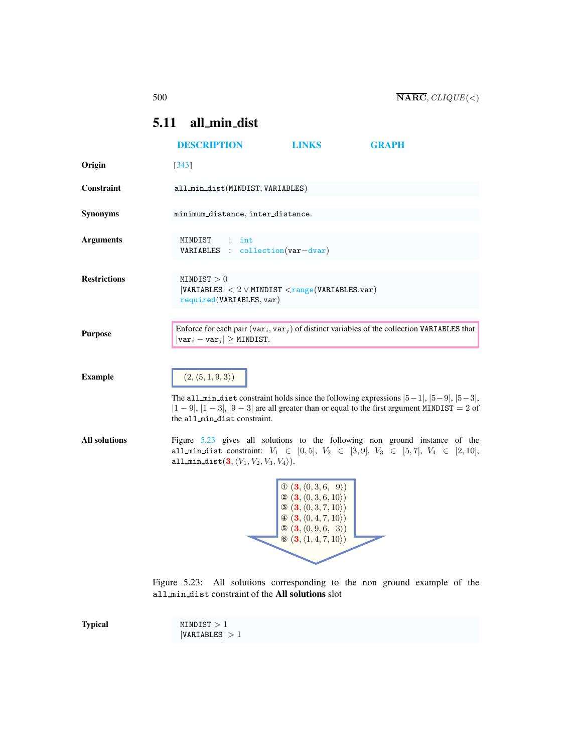## 5.11 all_min_dist

DESCRIPTION LINKS GRAPH

**Origin**

[343]

**Constraint**

all_min_dist(MINDIST, VARIABLES)

**Synonyms**

minimum_distance, inter_distance.

**Arguments**

```
MINDIST   : int
VARIABLES : collection(var−dvar)
```

**Restrictions**

MINDIST $> 0$
$|$VARIABLES$| < 2 \vee$ MINDIST $<$range(VARIABLES.var)
required(VARIABLES, var)

**Purpose**

Enforce for each pair $(\text{var}_i, \text{var}_j)$ of distinct variables of the collection VARIABLES that $|\text{var}_i - \text{var}_j| \geq$ MINDIST.

**Example**

$(2, \langle 5, 1, 9, 3\rangle)$

The all_min_dist constraint holds since the following expressions $|5-1|$, $|5-9|$, $|5-3|$, $|1-9|$, $|1-3|$, $|9-3|$ are all greater than or equal to the first argument MINDIST $= 2$ of the all_min_dist constraint.

**All solutions**

Figure 5.23 gives all solutions to the following non ground instance of the all_min_dist constraint: $V_1 \in [0,5]$, $V_2 \in [3,9]$, $V_3 \in [5,7]$, $V_4 \in [2,10]$, all_min_dist$(\mathbf{3}, \langle V_1, V_2, V_3, V_4\rangle)$.

① $(\mathbf{3}, \langle 0, 3, 6, 9\rangle)$
② $(\mathbf{3}, \langle 0, 3, 6, 10\rangle)$
③ $(\mathbf{3}, \langle 0, 3, 7, 10\rangle)$
④ $(\mathbf{3}, \langle 0, 4, 7, 10\rangle)$
⑤ $(\mathbf{3}, \langle 0, 9, 6, 3\rangle)$
⑥ $(\mathbf{3}, \langle 1, 4, 7, 10\rangle)$

Figure 5.23: All solutions corresponding to the non ground example of the all_min_dist constraint of the **All solutions** slot

**Typical**

MINDIST $> 1$
$|$VARIABLES$| > 1$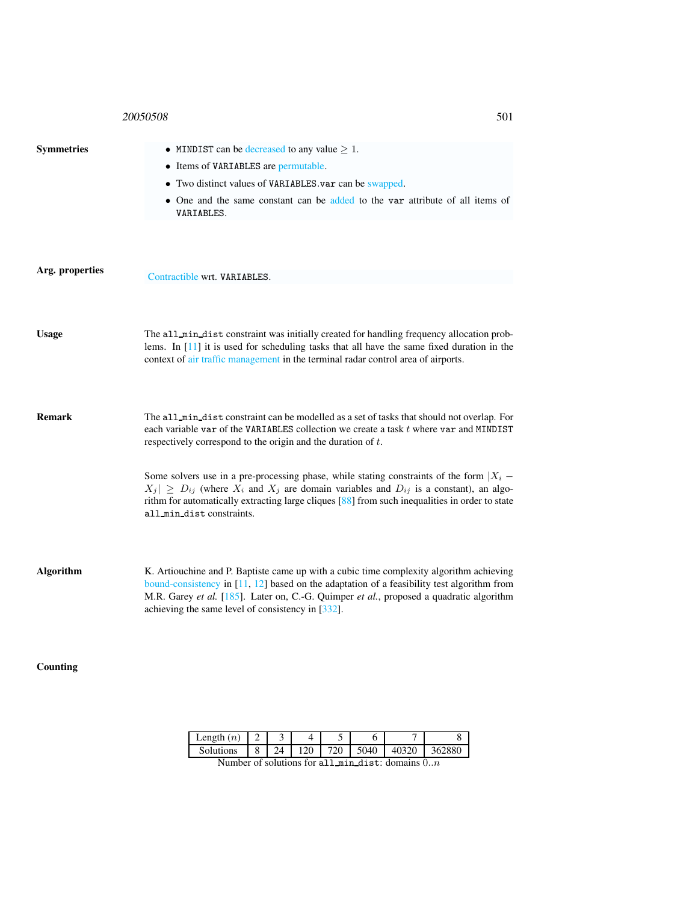**Symmetries**

- MINDIST can be decreased to any value $\geq 1$.
- Items of VARIABLES are permutable.
- Two distinct values of VARIABLES.var can be swapped.
- One and the same constant can be added to the var attribute of all items of VARIABLES.

**Arg. properties**

Contractible wrt. VARIABLES.

**Usage**

The all_min_dist constraint was initially created for handling frequency allocation problems. In [11] it is used for scheduling tasks that all have the same fixed duration in the context of air traffic management in the terminal radar control area of airports.

**Remark**

The all_min_dist constraint can be modelled as a set of tasks that should not overlap. For each variable var of the VARIABLES collection we create a task $t$ where var and MINDIST respectively correspond to the origin and the duration of $t$.

Some solvers use in a pre-processing phase, while stating constraints of the form $|X_i - X_j| \geq D_{ij}$ (where $X_i$ and $X_j$ are domain variables and $D_{ij}$ is a constant), an algorithm for automatically extracting large cliques [88] from such inequalities in order to state all_min_dist constraints.

**Algorithm**

K. Artiouchine and P. Baptiste came up with a cubic time complexity algorithm achieving bound-consistency in [11, 12] based on the adaptation of a feasibility test algorithm from M.R. Garey *et al.* [185]. Later on, C.-G. Quimper *et al.*, proposed a quadratic algorithm achieving the same level of consistency in [332].

**Counting**

| Length ($n$) | 2 | 3 | 4 | 5 | 6 | 7 | 8 |
|---|---|---|---|---|---|---|---|
| Solutions | 8 | 24 | 120 | 720 | 5040 | 40320 | 362880 |

Number of solutions for all_min_dist: domains $0..n$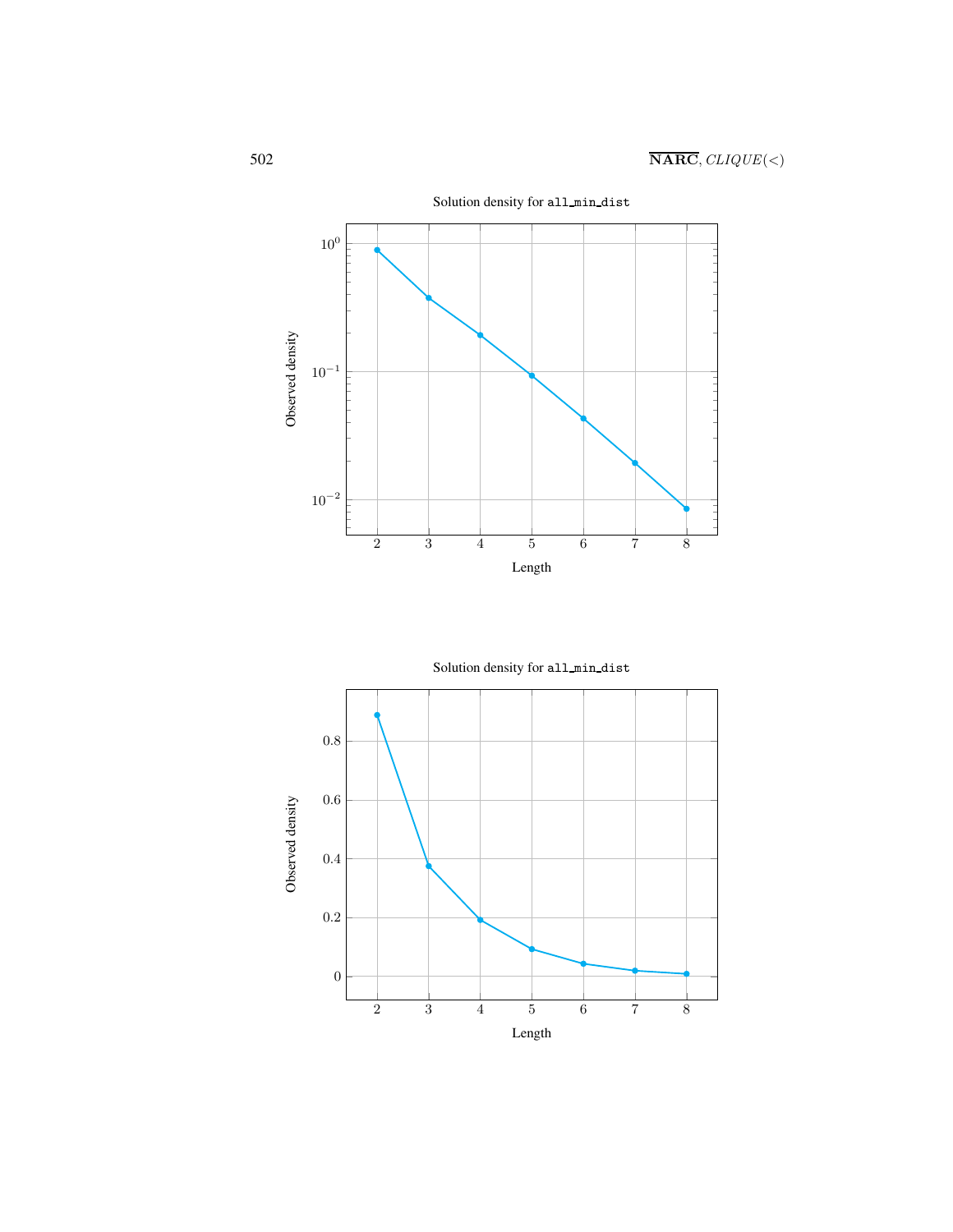Solution density for `all_min_dist`

Solution density for `all_min_dist`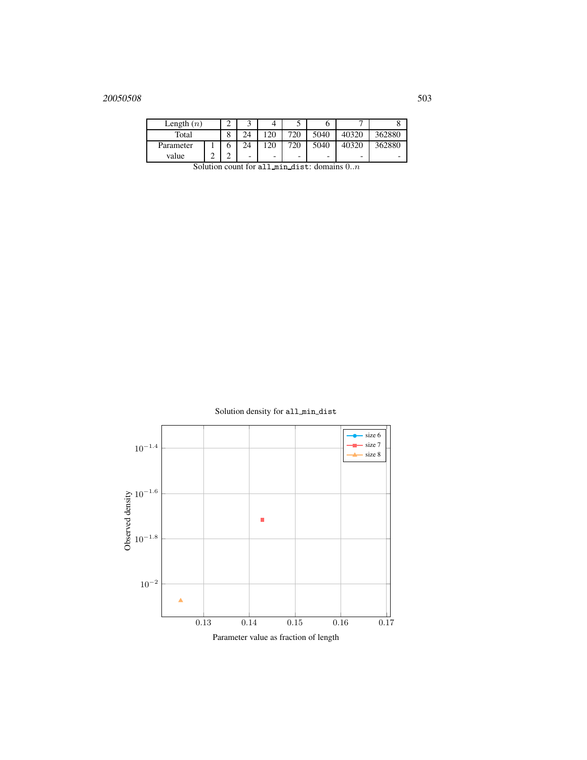| Length ($n$) | | 2 | 3 | 4 | 5 | 6 | 7 | 8 |
|---|---|---|---|---|---|---|---|---|
| Total | | 8 | 24 | 120 | 720 | 5040 | 40320 | 362880 |
| Parameter value | 1 | 6 | 24 | 120 | 720 | 5040 | 40320 | 362880 |
| | 2 | 2 | - | - | - | - | - | - |

Solution count for `all_min_dist`: domains $0..n$

Solution density for `all_min_dist`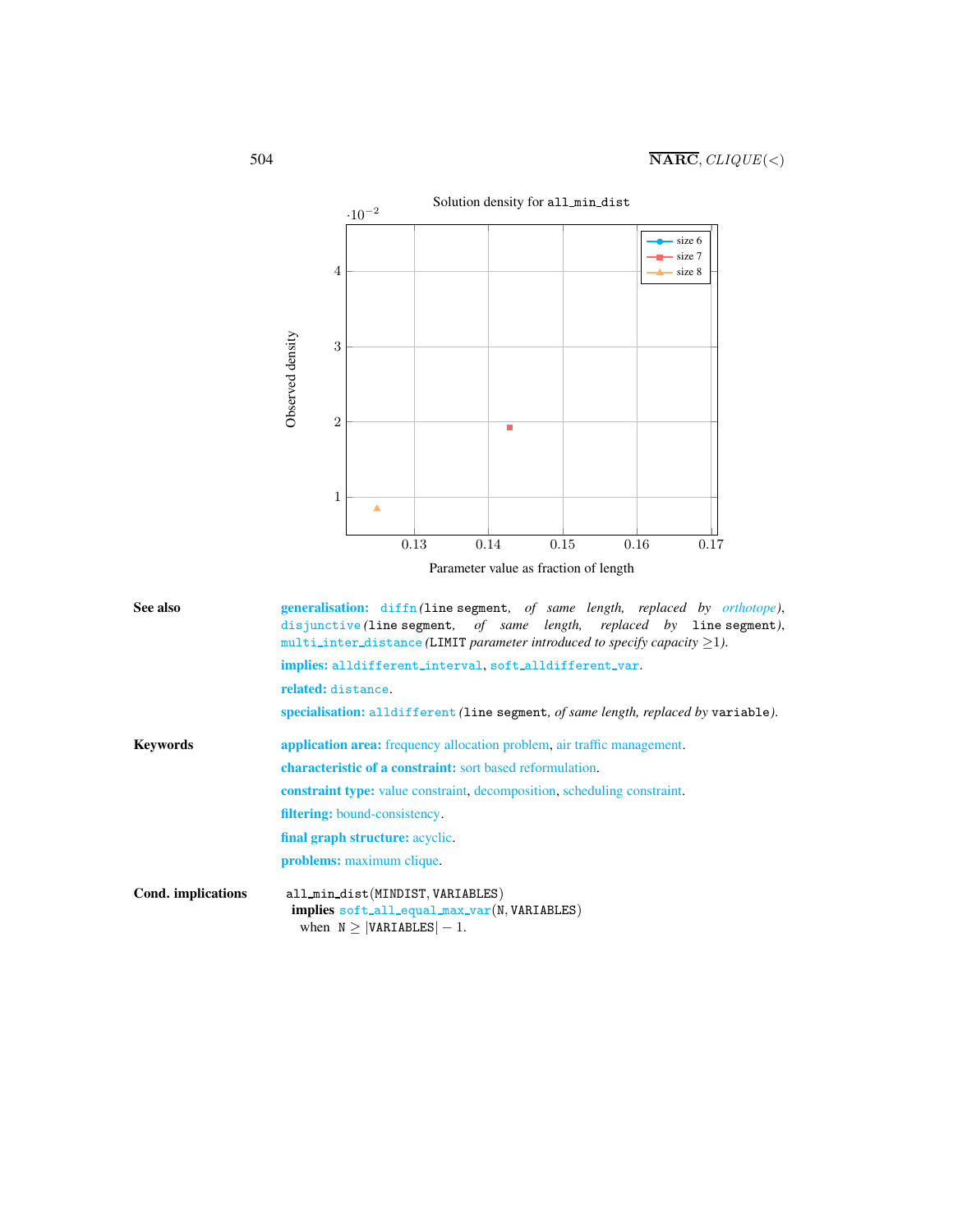Solution density for all_min_dist

| | Parameter value as fraction of length | Observed density ($\cdot 10^{-2}$) |
|---|---|---|
| size 7 | ~0.143 | ~1.9 |
| size 8 | 0.125 | ~0.85 |

**See also**

**generalisation:** diffn (line segment, *of same length, replaced by orthotope*), disjunctive (line segment, *of same length, replaced by* line segment), multi_inter_distance (LIMIT *parameter introduced to specify capacity* $\geq 1$).

**implies:** alldifferent_interval, soft_alldifferent_var.

**related:** distance.

**specialisation:** alldifferent (line segment, *of same length, replaced by* variable).

**Keywords**

**application area:** frequency allocation problem, air traffic management.

**characteristic of a constraint:** sort based reformulation.

**constraint type:** value constraint, decomposition, scheduling constraint.

**filtering:** bound-consistency.

**final graph structure:** acyclic.

**problems:** maximum clique.

**Cond. implications**

all_min_dist(MINDIST, VARIABLES)
**implies** soft_all_equal_max_var(N, VARIABLES)
when $\texttt{N} \geq |\texttt{VARIABLES}| - 1$.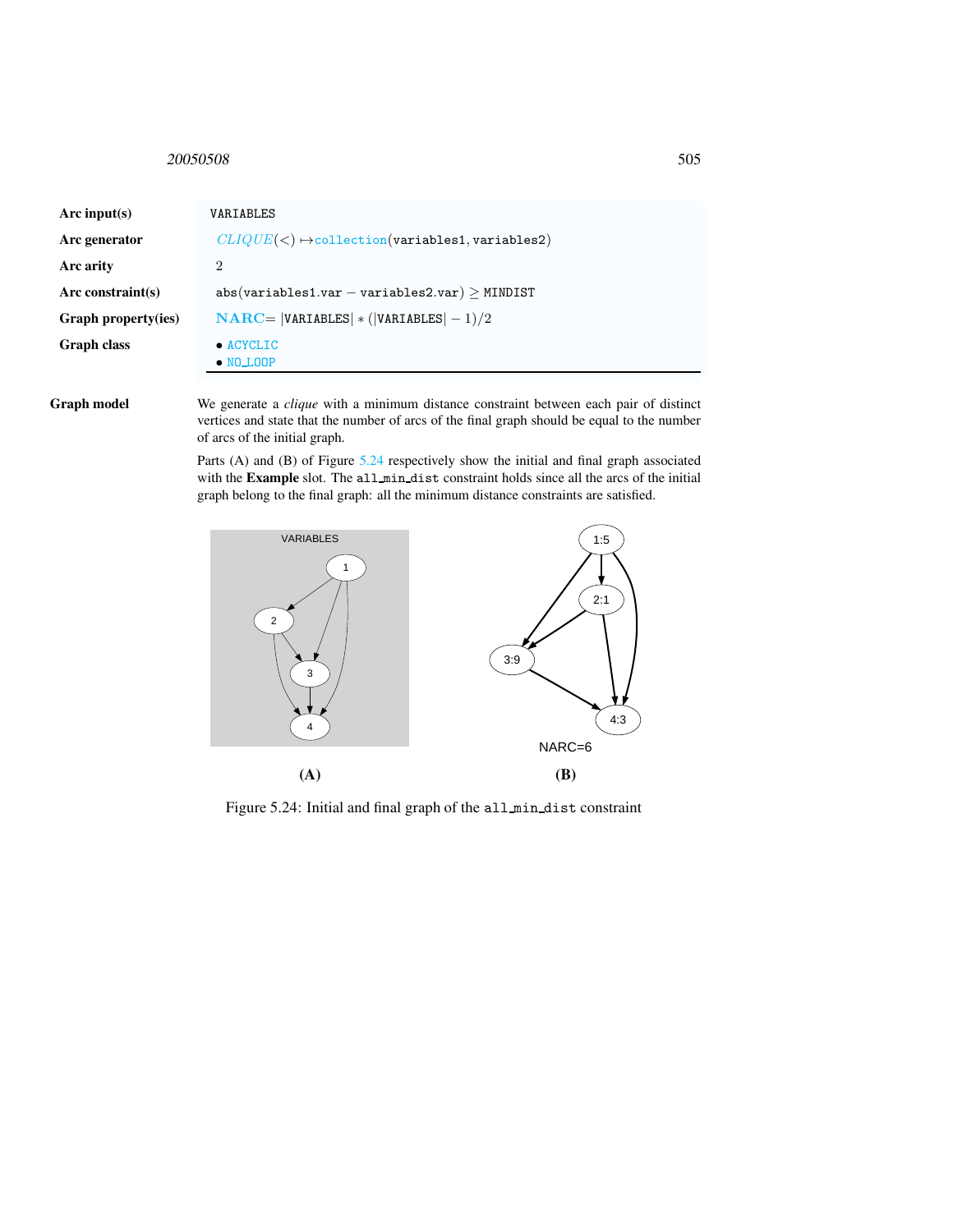| | |
|---|---|
| **Arc input(s)** | VARIABLES |
| **Arc generator** | *CLIQUE*($<$) $\mapsto$collection(variables1, variables2) |
| **Arc arity** | 2 |
| **Arc constraint(s)** | abs(variables1.var − variables2.var) $\geq$ MINDIST |
| **Graph property(ies)** | **NARC**= \|VARIABLES\| $*$ (\|VARIABLES\| − 1)/2 |
| **Graph class** | • ACYCLIC<br>• NO_LOOP |

**Graph model** We generate a *clique* with a minimum distance constraint between each pair of distinct vertices and state that the number of arcs of the final graph should be equal to the number of arcs of the initial graph.

Parts (A) and (B) of Figure 5.24 respectively show the initial and final graph associated with the **Example** slot. The all_min_dist constraint holds since all the arcs of the initial graph belong to the final graph: all the minimum distance constraints are satisfied.

VARIABLES
1
2
3
4

1:5
2:1
3:9
4:3
NARC=6

**(A)** **(B)**

Figure 5.24: Initial and final graph of the all_min_dist constraint